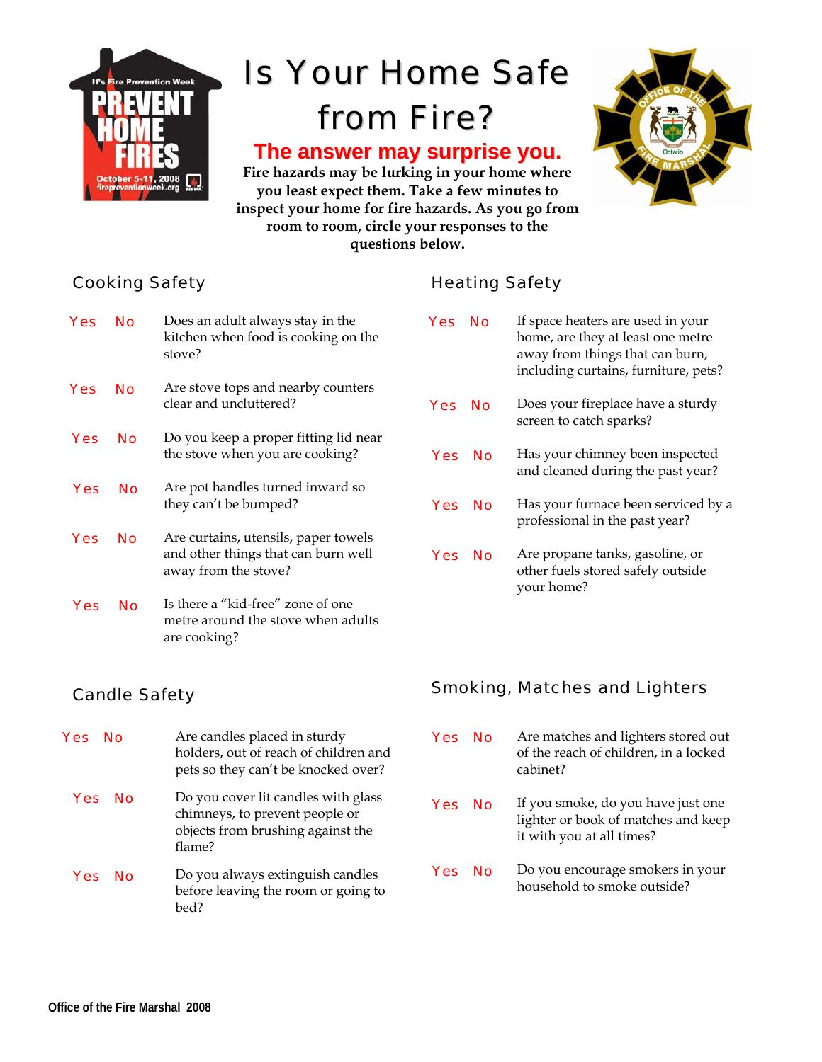It's Fire Prevention Week
PREVENT HOME FIRES
October 5-11, 2008
firepreventionweek.org

# Is Your Home Safe from Fire?

**The answer may surprise you.**

**Fire hazards may be lurking in your home where you least expect them. Take a few minutes to inspect your home for fire hazards. As you go from room to room, circle your responses to the questions below.**

## Cooking Safety

Yes No — Does an adult always stay in the kitchen when food is cooking on the stove?

Yes No — Are stove tops and nearby counters clear and uncluttered?

Yes No — Do you keep a proper fitting lid near the stove when you are cooking?

Yes No — Are pot handles turned inward so they can't be bumped?

Yes No — Are curtains, utensils, paper towels and other things that can burn well away from the stove?

Yes No — Is there a "kid-free" zone of one metre around the stove when adults are cooking?

## Heating Safety

Yes No — If space heaters are used in your home, are they at least one metre away from things that can burn, including curtains, furniture, pets?

Yes No — Does your fireplace have a sturdy screen to catch sparks?

Yes No — Has your chimney been inspected and cleaned during the past year?

Yes No — Has your furnace been serviced by a professional in the past year?

Yes No — Are propane tanks, gasoline, or other fuels stored safely outside your home?

## Candle Safety

Yes No — Are candles placed in sturdy holders, out of reach of children and pets so they can't be knocked over?

Yes No — Do you cover lit candles with glass chimneys, to prevent people or objects from brushing against the flame?

Yes No — Do you always extinguish candles before leaving the room or going to bed?

## Smoking, Matches and Lighters

Yes No — Are matches and lighters stored out of the reach of children, in a locked cabinet?

Yes No — If you smoke, do you have just one lighter or book of matches and keep it with you at all times?

Yes No — Do you encourage smokers in your household to smoke outside?

**Office of the Fire Marshal 2008**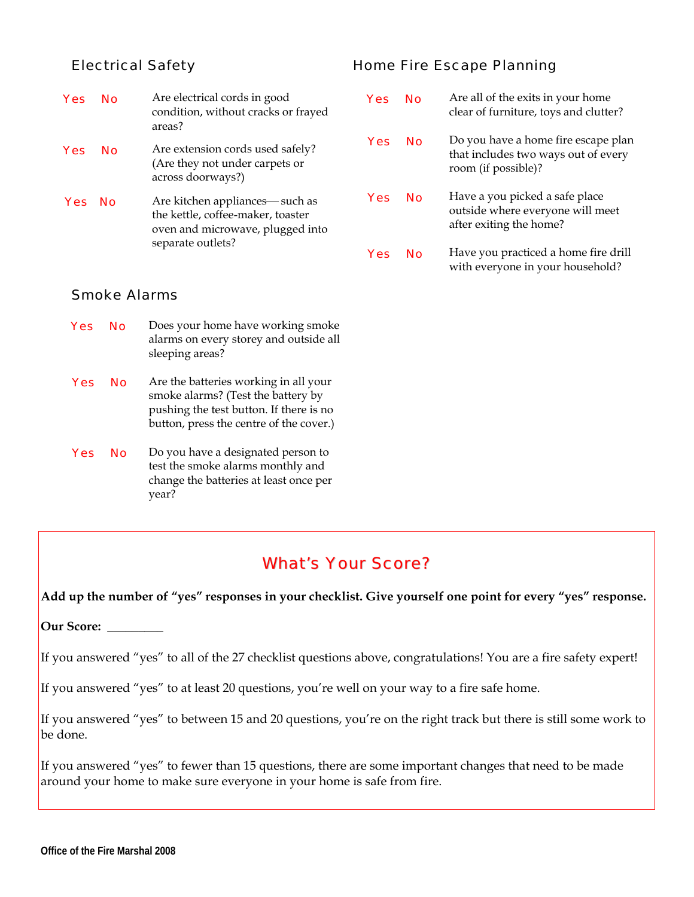## Electrical Safety

Yes No Are electrical cords in good condition, without cracks or frayed areas?

Yes No Are extension cords used safely? (Are they not under carpets or across doorways?)

Yes No Are kitchen appliances— such as the kettle, coffee-maker, toaster oven and microwave, plugged into separate outlets?

## Smoke Alarms

Yes No Does your home have working smoke alarms on every storey and outside all sleeping areas?

Yes No Are the batteries working in all your smoke alarms? (Test the battery by pushing the test button. If there is no button, press the centre of the cover.)

Yes No Do you have a designated person to test the smoke alarms monthly and change the batteries at least once per year?

## Home Fire Escape Planning

Yes No Are all of the exits in your home clear of furniture, toys and clutter?

Yes No Do you have a home fire escape plan that includes two ways out of every room (if possible)?

Yes No Have a you picked a safe place outside where everyone will meet after exiting the home?

Yes No Have you practiced a home fire drill with everyone in your household?

## What's Your Score?

**Add up the number of "yes" responses in your checklist. Give yourself one point for every "yes" response.**

**Our Score:** _________

If you answered "yes" to all of the 27 checklist questions above, congratulations! You are a fire safety expert!

If you answered "yes" to at least 20 questions, you're well on your way to a fire safe home.

If you answered "yes" to between 15 and 20 questions, you're on the right track but there is still some work to be done.

If you answered "yes" to fewer than 15 questions, there are some important changes that need to be made around your home to make sure everyone in your home is safe from fire.

**Office of the Fire Marshal 2008**